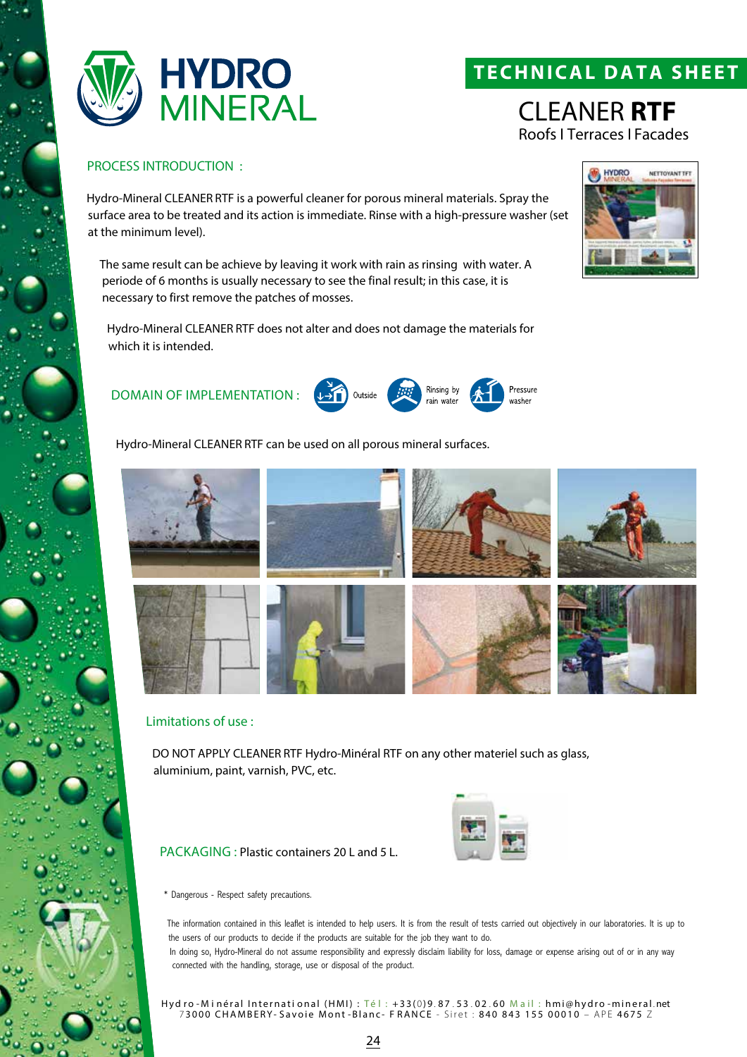# HYDRO MINERAL

## TECHNICAL DATA SHEET

# CLEANER **RTF**

Roofs I Terraces I Facades

### PROCESS INTRODUCTION :

Hydro-Mineral CLEANER RTF is a powerful cleaner for porous mineral materials. Spray the surface area to be treated and its action is immediate. Rinse with a high-pressure washer (set at the minimum level).

The same result can be achieve by leaving it work with rain as rinsing with water. A periode of 6 months is usually necessary to see the final result; in this case, it is necessary to first remove the patches of mosses.

Hydro-Mineral CLEANER RTF does not alter and does not damage the materials for which it is intended.

### DOMAIN OF IMPLEMENTATION :

Outside | Rinsing by rain water | Pressure washer

Hydro-Mineral CLEANER RTF can be used on all porous mineral surfaces.

### Limitations of use :

DO NOT APPLY CLEANER RTF Hydro-Minéral RTF on any other materiel such as glass, aluminium, paint, varnish, PVC, etc.

**PACKAGING :** Plastic containers 20 L and 5 L.

* Dangerous - Respect safety precautions.

The information contained in this leaflet is intended to help users. It is from the result of tests carried out objectively in our laboratories. It is up to the users of our products to decide if the products are suitable for the job they want to do.
In doing so, Hydro-Mineral do not assume responsibility and expressly disclaim liability for loss, damage or expense arising out of or in any way connected with the handling, storage, use or disposal of the product.

Hydro-Minéral International (HMI) : Tél : +33(0)9.87.53.02.60 Mail : hmi@hydro-mineral.net
73000 CHAMBERY-Savoie Mont-Blanc- FRANCE - Siret : 840 843 155 00010 – APE 4675 Z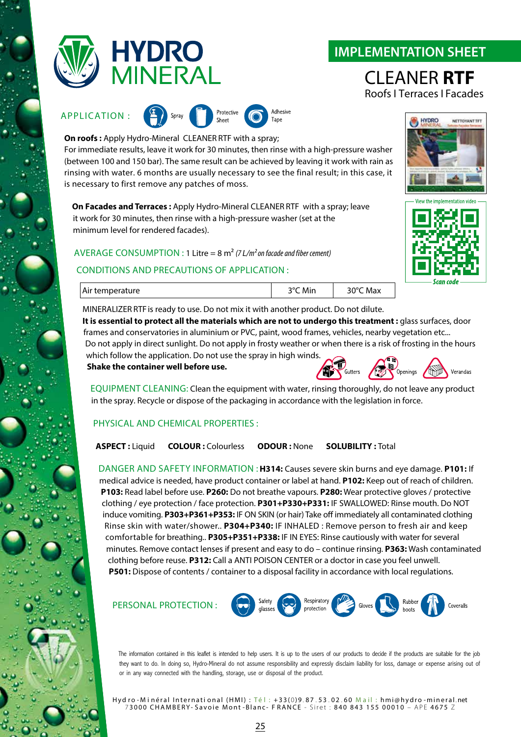# HYDRO MINERAL

## IMPLEMENTATION SHEET

## CLEANER **RTF**

Roofs I Terraces I Facades

APPLICATION : Spray Protective Sheet Adhesive Tape

**On roofs :** Apply Hydro-Mineral CLEANER RTF with a spray;
For immediate results, leave it work for 30 minutes, then rinse with a high-pressure washer (between 100 and 150 bar). The same result can be achieved by leaving it work with rain as rinsing with water. 6 months are usually necessary to see the final result; in this case, it is necessary to first remove any patches of moss.

**On Facades and Terraces :** Apply Hydro-Mineral CLEANER RTF with a spray; leave it work for 30 minutes, then rinse with a high-pressure washer (set at the minimum level for rendered facades).

View the implementation video

Scan code

AVERAGE CONSUMPTION : 1 Litre = 8 m² *(7 L/m² on facade and fiber cement)*

CONDITIONS AND PRECAUTIONS OF APPLICATION :

| | | |
|---|---|---|
| Air temperature | 3°C Min | 30°C Max |

MINERALIZER RTF is ready to use. Do not mix it with another product. Do not dilute.
**It is essential to protect all the materials which are not to undergo this treatment :** glass surfaces, door frames and conservatories in aluminium or PVC, paint, wood frames, vehicles, nearby vegetation etc...
Do not apply in direct sunlight. Do not apply in frosty weather or when there is a risk of frosting in the hours which follow the application. Do not use the spray in high winds.
**Shake the container well before use.**

Gutters Openings Verandas

EQUIPMENT CLEANING: Clean the equipment with water, rinsing thoroughly, do not leave any product in the spray. Recycle or dispose of the packaging in accordance with the legislation in force.

PHYSICAL AND CHEMICAL PROPERTIES :

**ASPECT :** Liquid **COLOUR :** Colourless **ODOUR :** None **SOLUBILITY :** Total

DANGER AND SAFETY INFORMATION : **H314:** Causes severe skin burns and eye damage. **P101:** If medical advice is needed, have product container or label at hand. **P102:** Keep out of reach of children. **P103:** Read label before use. **P260:** Do not breathe vapours. **P280:** Wear protective gloves / protective clothing / eye protection / face protection. **P301+P330+P331:** IF SWALLOWED: Rinse mouth. Do NOT induce vomiting. **P303+P361+P353:** IF ON SKIN (or hair) Take off immediately all contaminated clothing Rinse skin with water/shower.. **P304+P340:** IF INHALED : Remove person to fresh air and keep comfortable for breathing.. **P305+P351+P338:** IF IN EYES: Rinse cautiously with water for several minutes. Remove contact lenses if present and easy to do – continue rinsing. **P363:** Wash contaminated clothing before reuse. **P312:** Call a ANTI POISON CENTER or a doctor in case you feel unwell. **P501:** Dispose of contents / container to a disposal facility in accordance with local regulations.

PERSONAL PROTECTION : Safety glasses Respiratory protection Gloves Rubber boots Coveralls

The information contained in this leaflet is intended to help users. It is up to the users of our products to decide if the products are suitable for the job they want to do. In doing so, Hydro-Mineral do not assume responsibility and expressly disclaim liability for loss, damage or expense arising out of or in any way connected with the handling, storage, use or disposal of the product.

Hydro-Minéral International (HMI) : Tél : +33(0)9.87.53.02.60 Mail : hmi@hydro-mineral.net
73000 CHAMBERY-Savoie Mont-Blanc- FRANCE - Siret : 840 843 155 00010 – APE 4675 Z